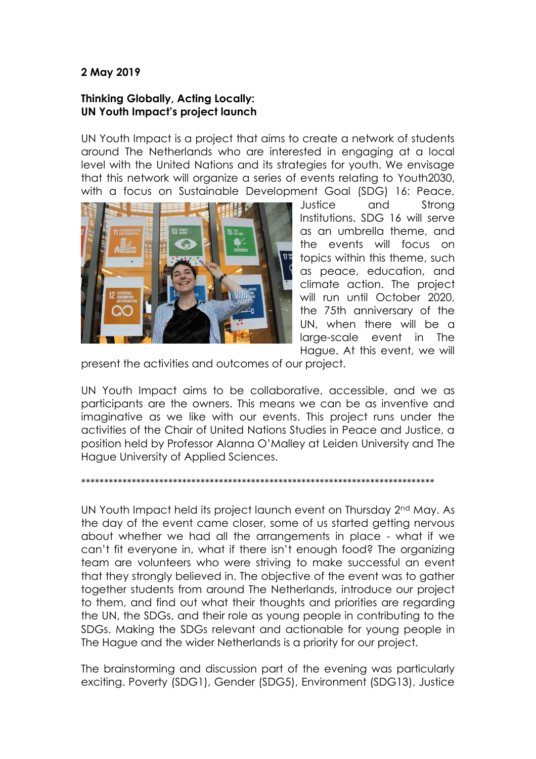**2 May 2019**

**Thinking Globally, Acting Locally:**
**UN Youth Impact's project launch**

UN Youth Impact is a project that aims to create a network of students around The Netherlands who are interested in engaging at a local level with the United Nations and its strategies for youth. We envisage that this network will organize a series of events relating to Youth2030, with a focus on Sustainable Development Goal (SDG) 16: Peace, Justice and Strong Institutions. SDG 16 will serve as an umbrella theme, and the events will focus on topics within this theme, such as peace, education, and climate action. The project will run until October 2020, the 75th anniversary of the UN, when there will be a large-scale event in The Hague. At this event, we will present the activities and outcomes of our project.

UN Youth Impact aims to be collaborative, accessible, and we as participants are the owners. This means we can be as inventive and imaginative as we like with our events. This project runs under the activities of the Chair of United Nations Studies in Peace and Justice, a position held by Professor Alanna O'Malley at Leiden University and The Hague University of Applied Sciences.

*******************************************************************************

UN Youth Impact held its project launch event on Thursday 2nd May. As the day of the event came closer, some of us started getting nervous about whether we had all the arrangements in place - what if we can't fit everyone in, what if there isn't enough food? The organizing team are volunteers who were striving to make successful an event that they strongly believed in. The objective of the event was to gather together students from around The Netherlands, introduce our project to them, and find out what their thoughts and priorities are regarding the UN, the SDGs, and their role as young people in contributing to the SDGs. Making the SDGs relevant and actionable for young people in The Hague and the wider Netherlands is a priority for our project.

The brainstorming and discussion part of the evening was particularly exciting. Poverty (SDG1), Gender (SDG5), Environment (SDG13), Justice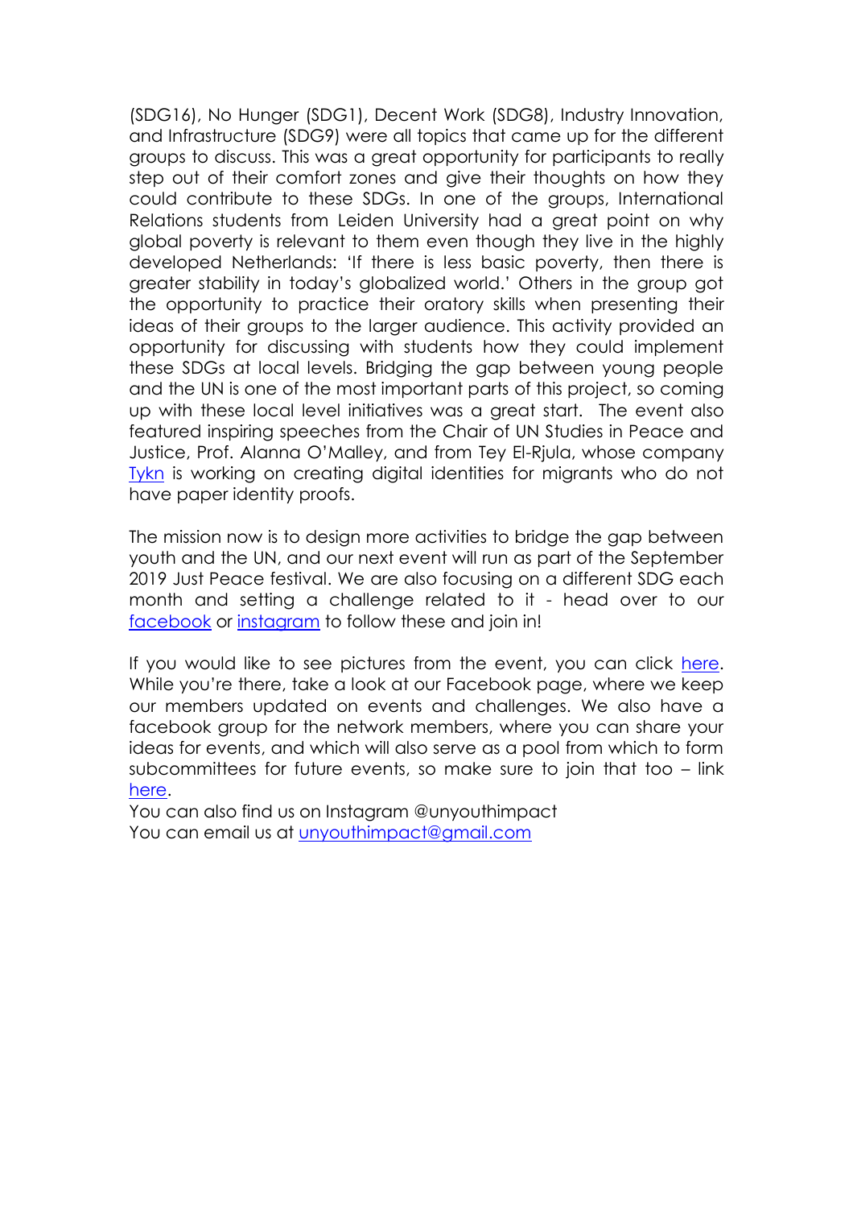(SDG16), No Hunger (SDG1), Decent Work (SDG8), Industry Innovation, and Infrastructure (SDG9) were all topics that came up for the different groups to discuss. This was a great opportunity for participants to really step out of their comfort zones and give their thoughts on how they could contribute to these SDGs. In one of the groups, International Relations students from Leiden University had a great point on why global poverty is relevant to them even though they live in the highly developed Netherlands: 'If there is less basic poverty, then there is greater stability in today's globalized world.' Others in the group got the opportunity to practice their oratory skills when presenting their ideas of their groups to the larger audience. This activity provided an opportunity for discussing with students how they could implement these SDGs at local levels. Bridging the gap between young people and the UN is one of the most important parts of this project, so coming up with these local level initiatives was a great start. The event also featured inspiring speeches from the Chair of UN Studies in Peace and Justice, Prof. Alanna O'Malley, and from Tey El-Rjula, whose company Tykn is working on creating digital identities for migrants who do not have paper identity proofs.

The mission now is to design more activities to bridge the gap between youth and the UN, and our next event will run as part of the September 2019 Just Peace festival. We are also focusing on a different SDG each month and setting a challenge related to it - head over to our facebook or instagram to follow these and join in!

If you would like to see pictures from the event, you can click here. While you're there, take a look at our Facebook page, where we keep our members updated on events and challenges. We also have a facebook group for the network members, where you can share your ideas for events, and which will also serve as a pool from which to form subcommittees for future events, so make sure to join that too – link here.

You can also find us on Instagram @unyouthimpact
You can email us at unyouthimpact@gmail.com